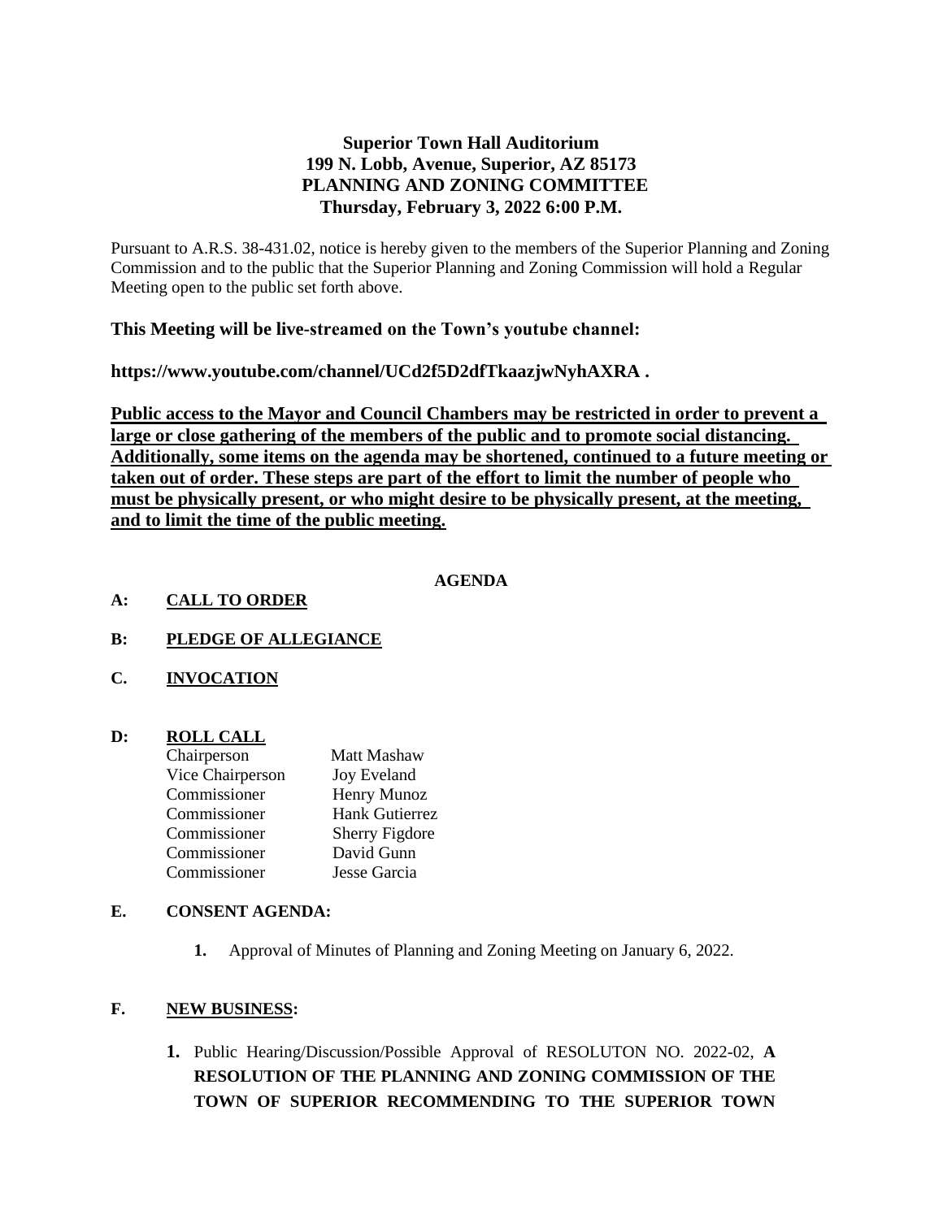**Superior Town Hall Auditorium**
**199 N. Lobb, Avenue, Superior, AZ 85173**
**PLANNING AND ZONING COMMITTEE**
**Thursday, February 3, 2022 6:00 P.M.**

Pursuant to A.R.S. 38-431.02, notice is hereby given to the members of the Superior Planning and Zoning Commission and to the public that the Superior Planning and Zoning Commission will hold a Regular Meeting open to the public set forth above.

**This Meeting will be live-streamed on the Town's youtube channel:**

**https://www.youtube.com/channel/UCd2f5D2dfTkaazjwNyhAXRA .**

**Public access to the Mayor and Council Chambers may be restricted in order to prevent a large or close gathering of the members of the public and to promote social distancing. Additionally, some items on the agenda may be shortened, continued to a future meeting or taken out of order. These steps are part of the effort to limit the number of people who must be physically present, or who might desire to be physically present, at the meeting, and to limit the time of the public meeting.**

**AGENDA**

**A: CALL TO ORDER**

**B: PLEDGE OF ALLEGIANCE**

**C. INVOCATION**

**D: ROLL CALL**

| | |
|---|---|
| Chairperson | Matt Mashaw |
| Vice Chairperson | Joy Eveland |
| Commissioner | Henry Munoz |
| Commissioner | Hank Gutierrez |
| Commissioner | Sherry Figdore |
| Commissioner | David Gunn |
| Commissioner | Jesse Garcia |

**E. CONSENT AGENDA:**

1. Approval of Minutes of Planning and Zoning Meeting on January 6, 2022.

**F. NEW BUSINESS:**

1. Public Hearing/Discussion/Possible Approval of RESOLUTON NO. 2022-02, **A RESOLUTION OF THE PLANNING AND ZONING COMMISSION OF THE TOWN OF SUPERIOR RECOMMENDING TO THE SUPERIOR TOWN**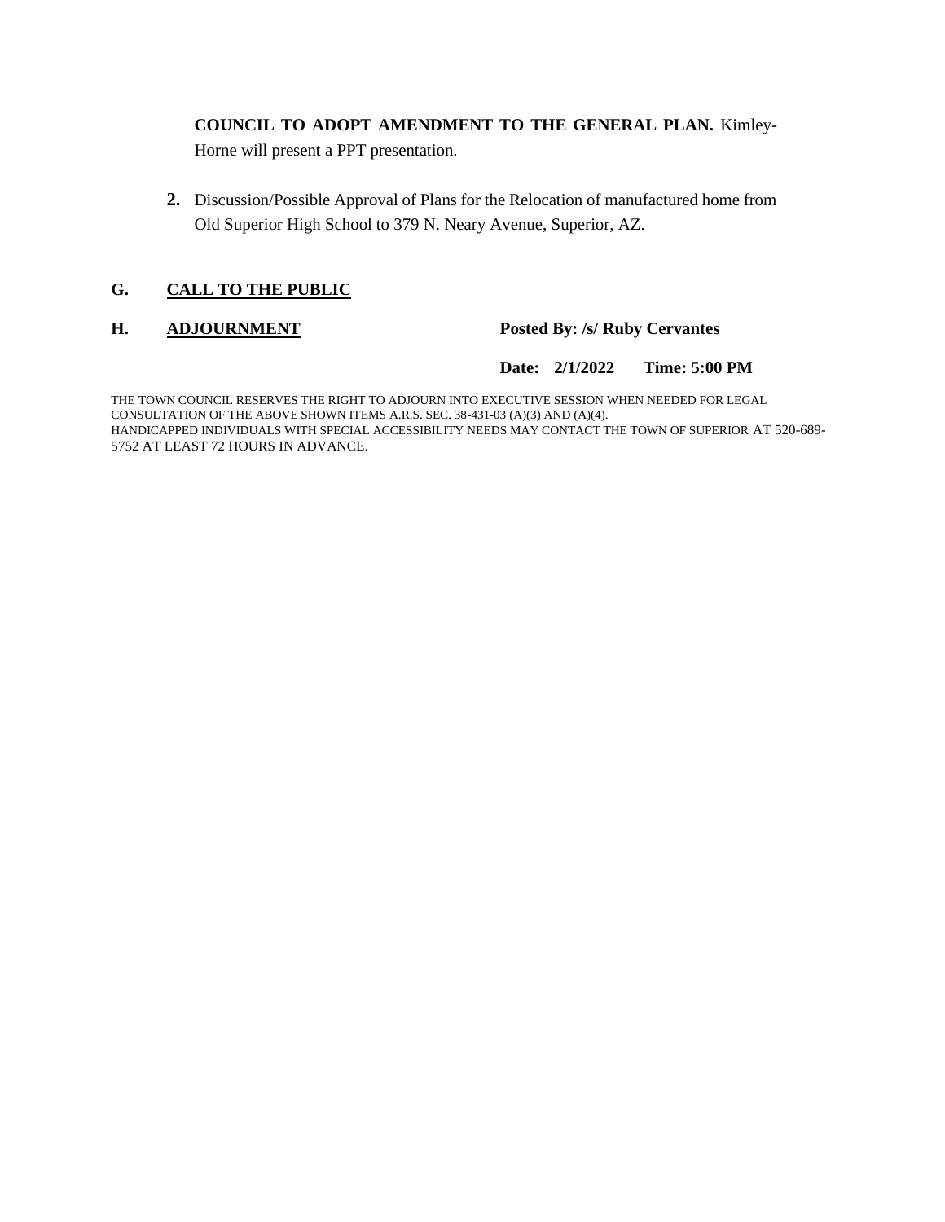**COUNCIL TO ADOPT AMENDMENT TO THE GENERAL PLAN.** Kimley-Horne will present a PPT presentation.

2. Discussion/Possible Approval of Plans for the Relocation of manufactured home from Old Superior High School to 379 N. Neary Avenue, Superior, AZ.

## G. CALL TO THE PUBLIC

## H. ADJOURNMENT

**Posted By: /s/ Ruby Cervantes**

**Date: 2/1/2022 Time: 5:00 PM**

THE TOWN COUNCIL RESERVES THE RIGHT TO ADJOURN INTO EXECUTIVE SESSION WHEN NEEDED FOR LEGAL CONSULTATION OF THE ABOVE SHOWN ITEMS A.R.S. SEC. 38-431-03 (A)(3) AND (A)(4).
HANDICAPPED INDIVIDUALS WITH SPECIAL ACCESSIBILITY NEEDS MAY CONTACT THE TOWN OF SUPERIOR AT 520-689-5752 AT LEAST 72 HOURS IN ADVANCE.